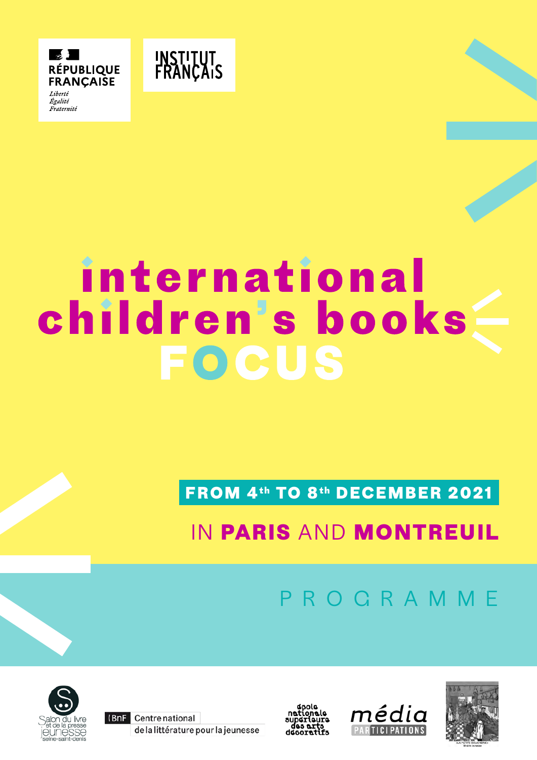RÉPUBLIQUE FRANÇAISE

*Liberté*
*Égalité*
*Fraternité*

INSTITUT FRANÇAIS

# international children's books FOCUS

**FROM 4th TO 8th DECEMBER 2021**

IN **PARIS** AND **MONTREUIL**

## PROGRAMME

Salon du livre et de la presse jeunesse seine-saint-denis

BnF Centre national de la littérature pour la jeunesse

école nationale supérieure des arts décoratifs

média PARTICIPATIONS

LA PETITE BOUCHERIE librairie jeunesse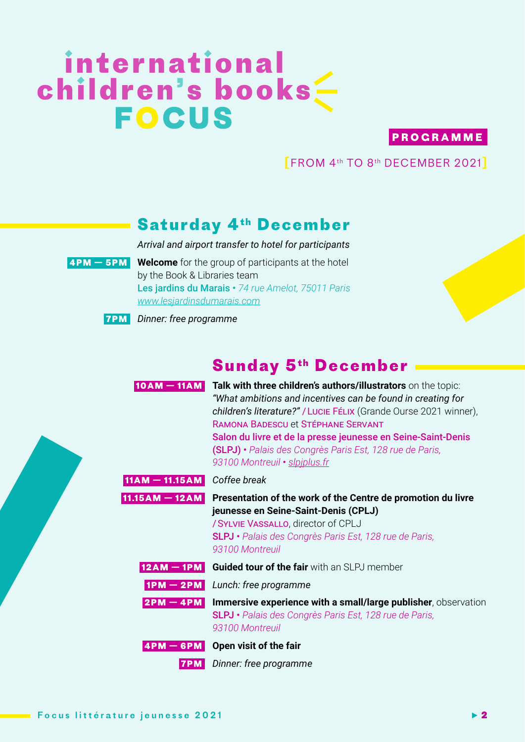# international children's books FOCUS

**PROGRAMME**

[FROM 4th TO 8th DECEMBER 2021]

## Saturday 4th December

*Arrival and airport transfer to hotel for participants*

**4PM — 5PM** **Welcome** for the group of participants at the hotel by the Book & Libraries team
**Les jardins du Marais** • *74 rue Amelot, 75011 Paris*
*www.lesjardinsdumarais.com*

**7PM** *Dinner: free programme*

## Sunday 5th December

**10AM — 11AM** **Talk with three children's authors/illustrators** on the topic: *"What ambitions and incentives can be found in creating for children's literature?"* / Lucie Félix (Grande Ourse 2021 winner), Ramona Badescu et Stéphane Servant
**Salon du livre et de la presse jeunesse en Seine-Saint-Denis (SLPJ)** • *Palais des Congrès Paris Est, 128 rue de Paris, 93100 Montreuil* • *slpjplus.fr*

**11AM — 11.15AM** *Coffee break*

**11.15AM — 12AM** **Presentation of the work of the Centre de promotion du livre jeunesse en Seine-Saint-Denis (CPLJ)**
/ Sylvie Vassallo, director of CPLJ
**SLPJ** • *Palais des Congrès Paris Est, 128 rue de Paris, 93100 Montreuil*

**12AM — 1PM** **Guided tour of the fair** with an SLPJ member

**1PM — 2PM** *Lunch: free programme*

**2PM — 4PM** **Immersive experience with a small/large publisher**, observation
**SLPJ** • *Palais des Congrès Paris Est, 128 rue de Paris, 93100 Montreuil*

**4PM — 6PM** **Open visit of the fair**

**7PM** *Dinner: free programme*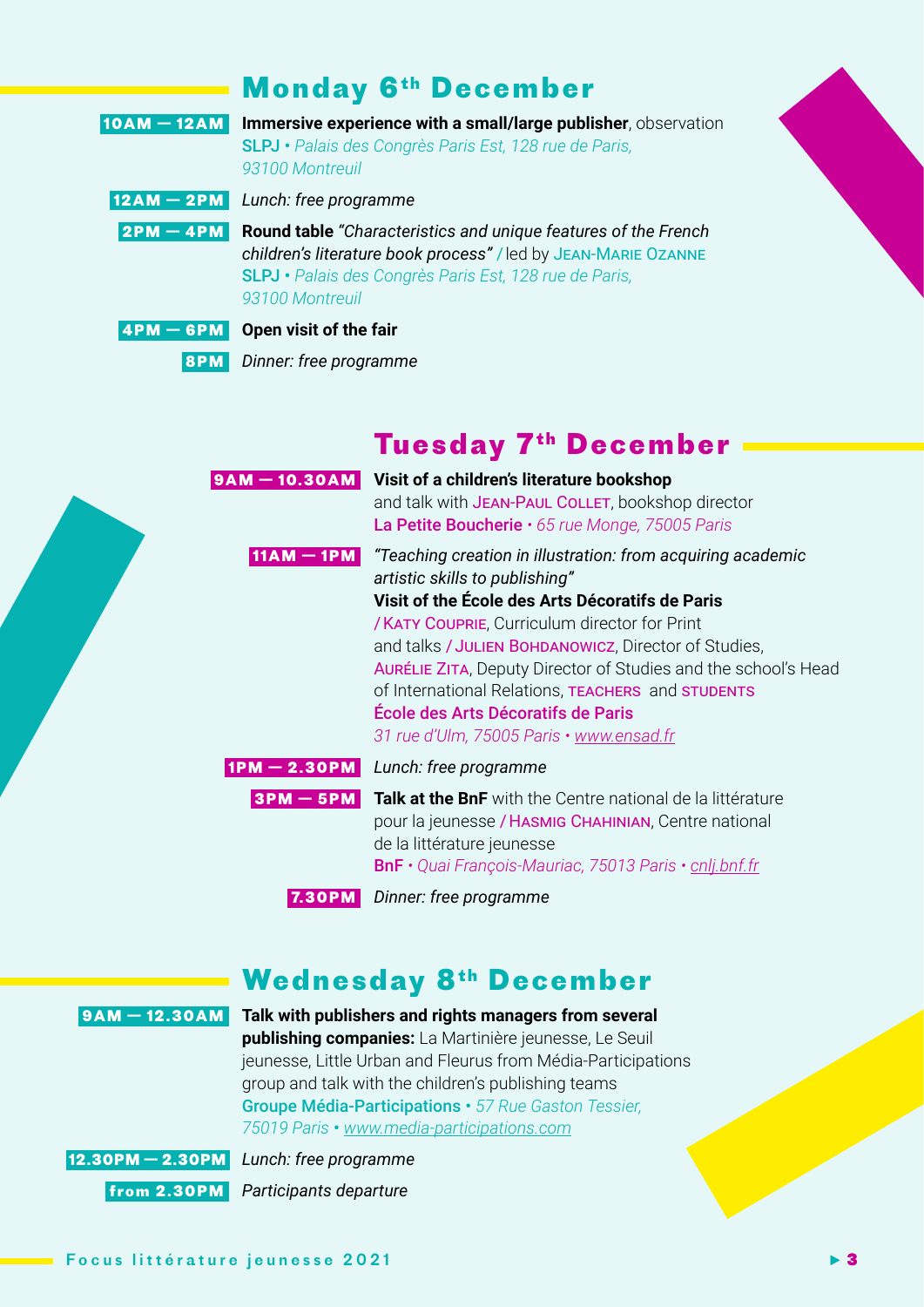## Monday 6th December

**10AM — 12AM** **Immersive experience with a small/large publisher**, observation
SLPJ • *Palais des Congrès Paris Est, 128 rue de Paris, 93100 Montreuil*

**12AM — 2PM** *Lunch: free programme*

**2PM — 4PM** **Round table** *"Characteristics and unique features of the French children's literature book process"* / led by Jean-Marie Ozanne
SLPJ • *Palais des Congrès Paris Est, 128 rue de Paris, 93100 Montreuil*

**4PM — 6PM** **Open visit of the fair**

**8PM** *Dinner: free programme*

## Tuesday 7th December

**9AM — 10.30AM** **Visit of a children's literature bookshop**
and talk with Jean-Paul Collet, bookshop director
La Petite Boucherie • *65 rue Monge, 75005 Paris*

**11AM — 1PM** *"Teaching creation in illustration: from acquiring academic artistic skills to publishing"*
**Visit of the École des Arts Décoratifs de Paris**
/ Katy Couprie, Curriculum director for Print
and talks / Julien Bohdanowicz, Director of Studies, Aurélie Zita, Deputy Director of Studies and the school's Head of International Relations, teachers and students
**École des Arts Décoratifs de Paris**
*31 rue d'Ulm, 75005 Paris • www.ensad.fr*

**1PM — 2.30PM** *Lunch: free programme*

**3PM — 5PM** **Talk at the BnF** with the Centre national de la littérature pour la jeunesse / Hasmig Chahinian, Centre national de la littérature jeunesse
BnF • *Quai François-Mauriac, 75013 Paris • cnlj.bnf.fr*

**7.30PM** *Dinner: free programme*

## Wednesday 8th December

**9AM — 12.30AM** **Talk with publishers and rights managers from several publishing companies:** La Martinière jeunesse, Le Seuil jeunesse, Little Urban and Fleurus from Média-Participations group and talk with the children's publishing teams
**Groupe Média-Participations** • *57 Rue Gaston Tessier, 75019 Paris • www.media-participations.com*

**12.30PM — 2.30PM** *Lunch: free programme*

**from 2.30PM** *Participants departure*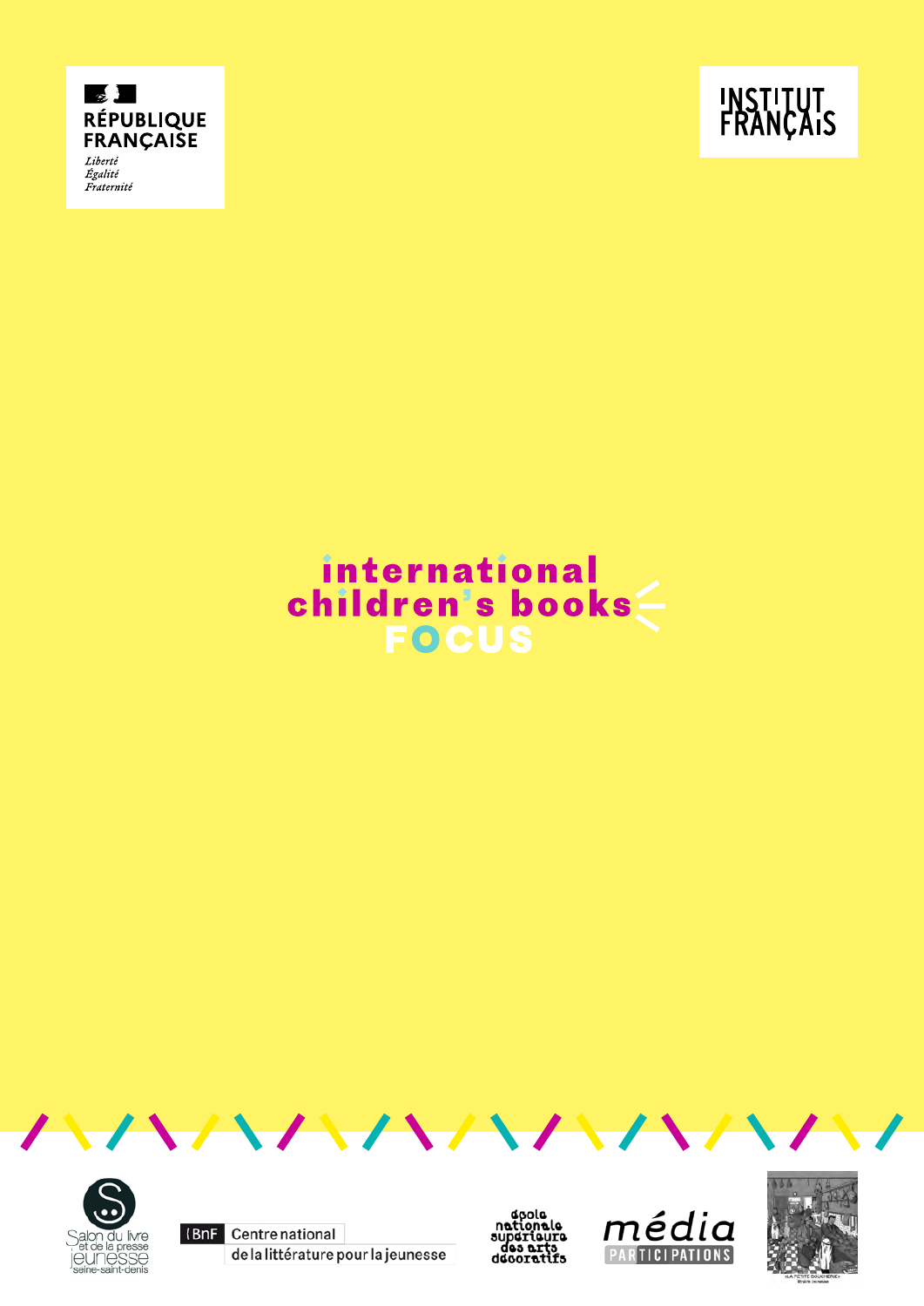RÉPUBLIQUE FRANÇAISE

*Liberté*
*Égalité*
*Fraternité*

INSTITUT FRANÇAIS

international children's books FOCUS

Salon du livre et de la presse jeunesse seine-saint-denis

BnF Centre national de la littérature pour la jeunesse

école nationale supérieure des arts décoratifs

média PARTICIPATIONS